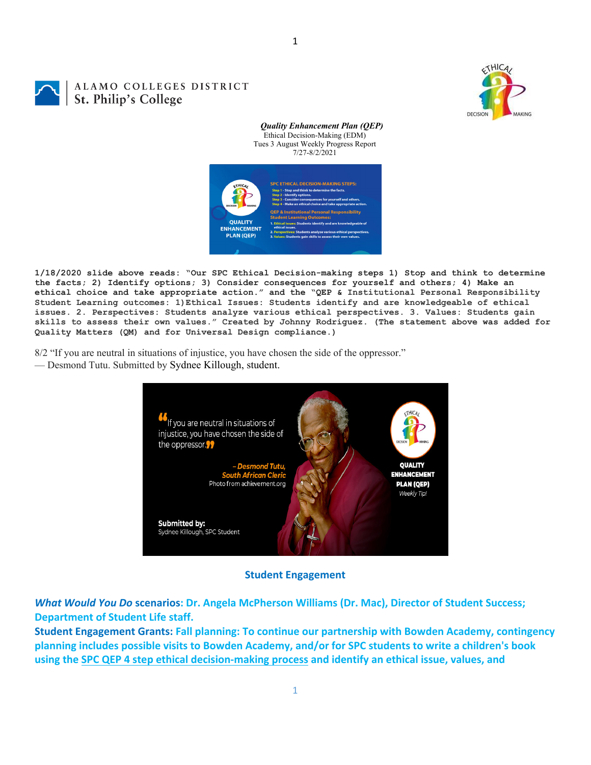ALAMO COLLEGES DISTRICT
St. Philip's College

***Quality Enhancement Plan (QEP)***
Ethical Decision-Making (EDM)
Tues 3 August Weekly Progress Report
7/27-8/2/2021

**1/18/2020 slide above reads: "Our SPC Ethical Decision-making steps 1) Stop and think to determine the facts; 2) Identify options; 3) Consider consequences for yourself and others; 4) Make an ethical choice and take appropriate action." and the "QEP & Institutional Personal Responsibility Student Learning outcomes: 1)Ethical Issues: Students identify and are knowledgeable of ethical issues. 2. Perspectives: Students analyze various ethical perspectives. 3. Values: Students gain skills to assess their own values." Created by Johnny Rodriguez. (The statement above was added for Quality Matters (QM) and for Universal Design compliance.)**

8/2 "If you are neutral in situations of injustice, you have chosen the side of the oppressor." — Desmond Tutu. Submitted by Sydnee Killough, student.

## Student Engagement

***What Would You Do* scenarios: Dr. Angela McPherson Williams (Dr. Mac), Director of Student Success; Department of Student Life staff.**

**Student Engagement Grants: Fall planning: To continue our partnership with Bowden Academy, contingency planning includes possible visits to Bowden Academy, and/or for SPC students to write a children's book using the SPC QEP 4 step ethical decision-making process and identify an ethical issue, values, and**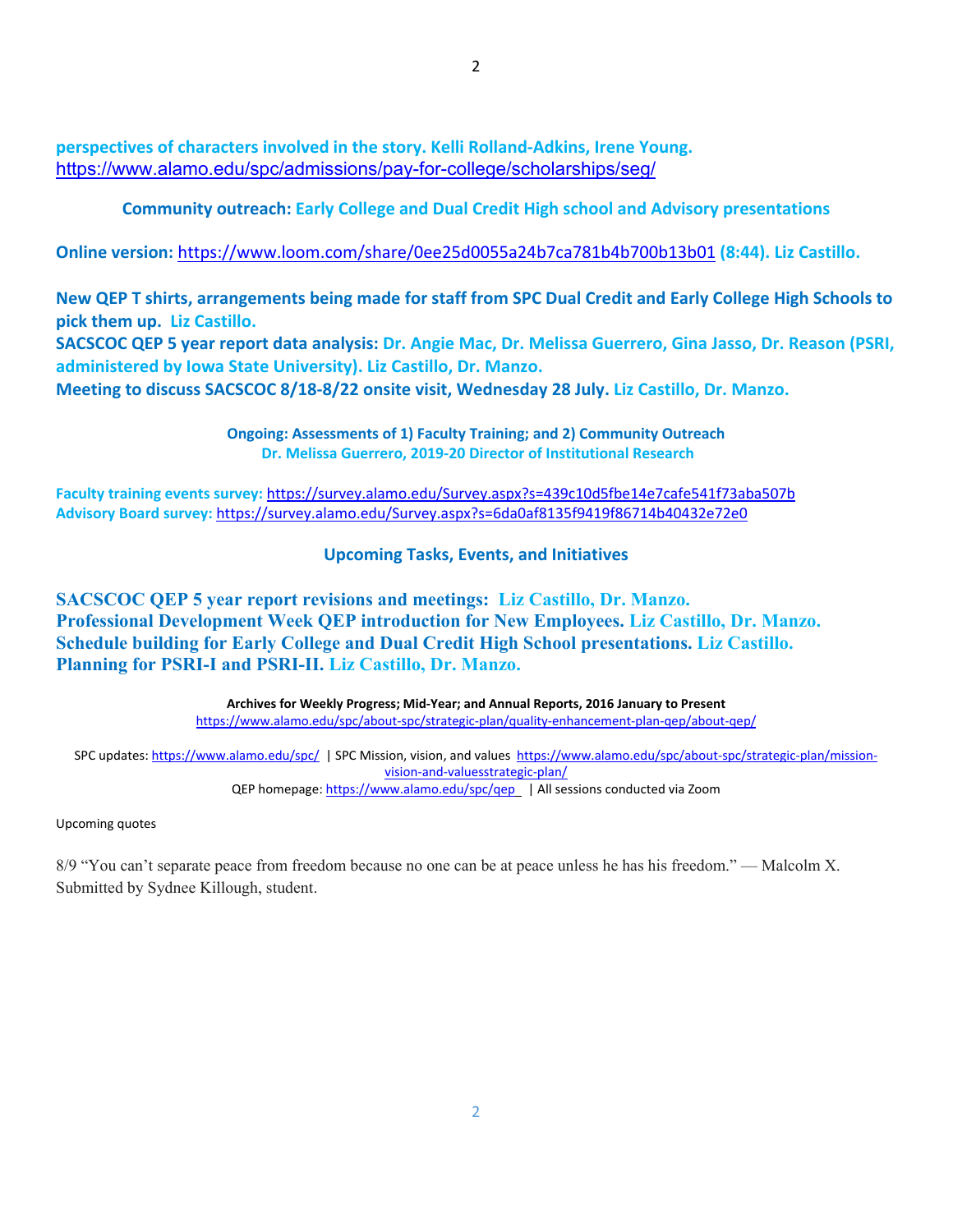**perspectives of characters involved in the story. Kelli Rolland-Adkins, Irene Young.**
https://www.alamo.edu/spc/admissions/pay-for-college/scholarships/seg/

**Community outreach: Early College and Dual Credit High school and Advisory presentations**

**Online version:** https://www.loom.com/share/0ee25d0055a24b7ca781b4b700b13b01 **(8:44). Liz Castillo.**

**New QEP T shirts, arrangements being made for staff from SPC Dual Credit and Early College High Schools to pick them up. Liz Castillo.**
**SACSCOC QEP 5 year report data analysis: Dr. Angie Mac, Dr. Melissa Guerrero, Gina Jasso, Dr. Reason (PSRI, administered by Iowa State University). Liz Castillo, Dr. Manzo.**
**Meeting to discuss SACSCOC 8/18-8/22 onsite visit, Wednesday 28 July. Liz Castillo, Dr. Manzo.**

**Ongoing: Assessments of 1) Faculty Training; and 2) Community Outreach**
**Dr. Melissa Guerrero, 2019-20 Director of Institutional Research**

**Faculty training events survey:** https://survey.alamo.edu/Survey.aspx?s=439c10d5fbe14e7cafe541f73aba507b
**Advisory Board survey:** https://survey.alamo.edu/Survey.aspx?s=6da0af8135f9419f86714b40432e72e0

## Upcoming Tasks, Events, and Initiatives

**SACSCOC QEP 5 year report revisions and meetings: Liz Castillo, Dr. Manzo.**
**Professional Development Week QEP introduction for New Employees. Liz Castillo, Dr. Manzo.**
**Schedule building for Early College and Dual Credit High School presentations. Liz Castillo.**
**Planning for PSRI-I and PSRI-II. Liz Castillo, Dr. Manzo.**

**Archives for Weekly Progress; Mid-Year; and Annual Reports, 2016 January to Present**
https://www.alamo.edu/spc/about-spc/strategic-plan/quality-enhancement-plan-qep/about-qep/

SPC updates: https://www.alamo.edu/spc/ | SPC Mission, vision, and values https://www.alamo.edu/spc/about-spc/strategic-plan/mission-vision-and-valuesstrategic-plan/
QEP homepage: https://www.alamo.edu/spc/qep | All sessions conducted via Zoom

Upcoming quotes

8/9 "You can't separate peace from freedom because no one can be at peace unless he has his freedom." — Malcolm X. Submitted by Sydnee Killough, student.